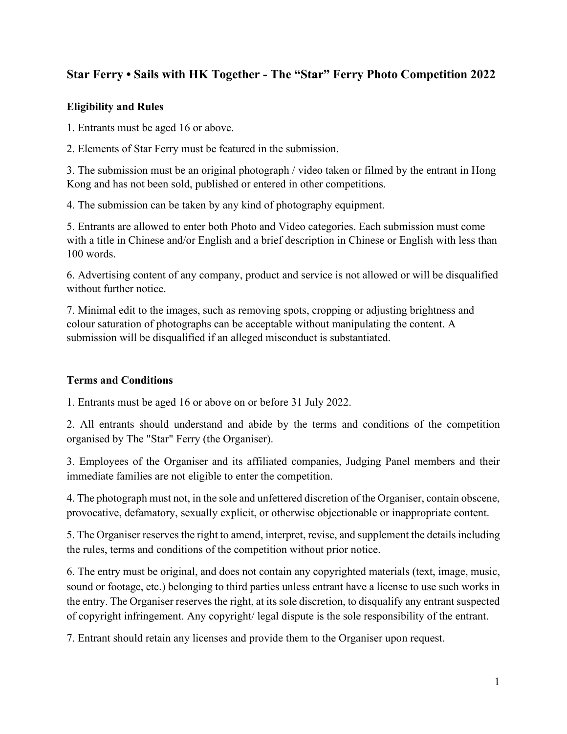## Star Ferry • Sails with HK Together - The "Star" Ferry Photo Competition 2022

### Eligibility and Rules

1. Entrants must be aged 16 or above.

2. Elements of Star Ferry must be featured in the submission.

3. The submission must be an original photograph / video taken or filmed by the entrant in Hong Kong and has not been sold, published or entered in other competitions.

4. The submission can be taken by any kind of photography equipment.

5. Entrants are allowed to enter both Photo and Video categories. Each submission must come with a title in Chinese and/or English and a brief description in Chinese or English with less than 100 words.

6. Advertising content of any company, product and service is not allowed or will be disqualified without further notice.

7. Minimal edit to the images, such as removing spots, cropping or adjusting brightness and colour saturation of photographs can be acceptable without manipulating the content. A submission will be disqualified if an alleged misconduct is substantiated.

### Terms and Conditions

1. Entrants must be aged 16 or above on or before 31 July 2022.

2. All entrants should understand and abide by the terms and conditions of the competition organised by The "Star" Ferry (the Organiser).

3. Employees of the Organiser and its affiliated companies, Judging Panel members and their immediate families are not eligible to enter the competition.

4. The photograph must not, in the sole and unfettered discretion of the Organiser, contain obscene, provocative, defamatory, sexually explicit, or otherwise objectionable or inappropriate content.

5. The Organiser reserves the right to amend, interpret, revise, and supplement the details including the rules, terms and conditions of the competition without prior notice.

6. The entry must be original, and does not contain any copyrighted materials (text, image, music, sound or footage, etc.) belonging to third parties unless entrant have a license to use such works in the entry. The Organiser reserves the right, at its sole discretion, to disqualify any entrant suspected of copyright infringement. Any copyright/ legal dispute is the sole responsibility of the entrant.

7. Entrant should retain any licenses and provide them to the Organiser upon request.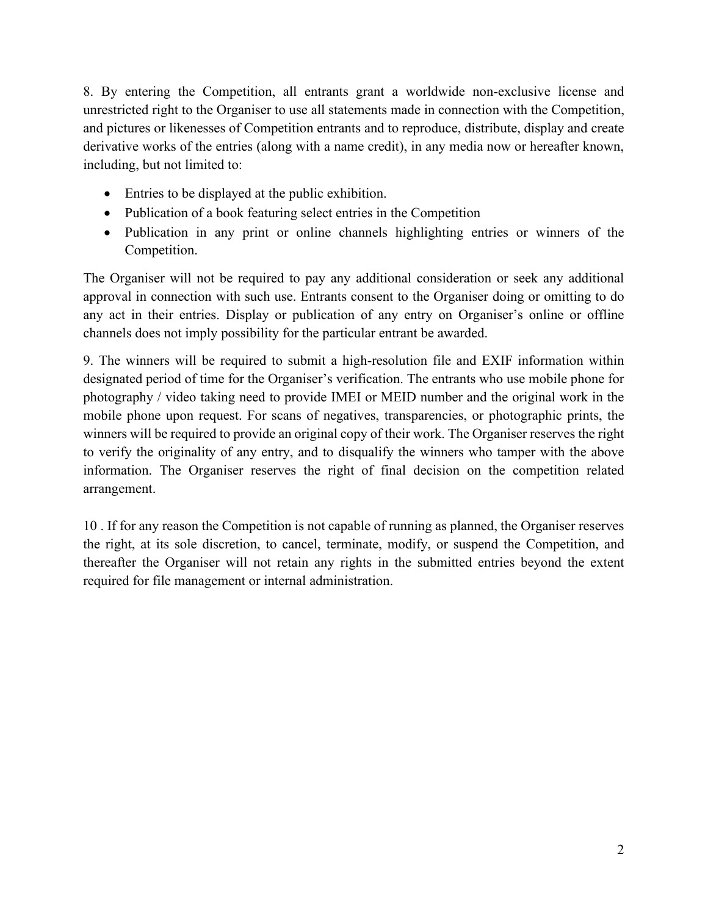8. By entering the Competition, all entrants grant a worldwide non-exclusive license and unrestricted right to the Organiser to use all statements made in connection with the Competition, and pictures or likenesses of Competition entrants and to reproduce, distribute, display and create derivative works of the entries (along with a name credit), in any media now or hereafter known, including, but not limited to:

- Entries to be displayed at the public exhibition.
- Publication of a book featuring select entries in the Competition
- Publication in any print or online channels highlighting entries or winners of the Competition.

The Organiser will not be required to pay any additional consideration or seek any additional approval in connection with such use. Entrants consent to the Organiser doing or omitting to do any act in their entries. Display or publication of any entry on Organiser's online or offline channels does not imply possibility for the particular entrant be awarded.

9. The winners will be required to submit a high-resolution file and EXIF information within designated period of time for the Organiser's verification. The entrants who use mobile phone for photography / video taking need to provide IMEI or MEID number and the original work in the mobile phone upon request. For scans of negatives, transparencies, or photographic prints, the winners will be required to provide an original copy of their work. The Organiser reserves the right to verify the originality of any entry, and to disqualify the winners who tamper with the above information. The Organiser reserves the right of final decision on the competition related arrangement.

10 . If for any reason the Competition is not capable of running as planned, the Organiser reserves the right, at its sole discretion, to cancel, terminate, modify, or suspend the Competition, and thereafter the Organiser will not retain any rights in the submitted entries beyond the extent required for file management or internal administration.